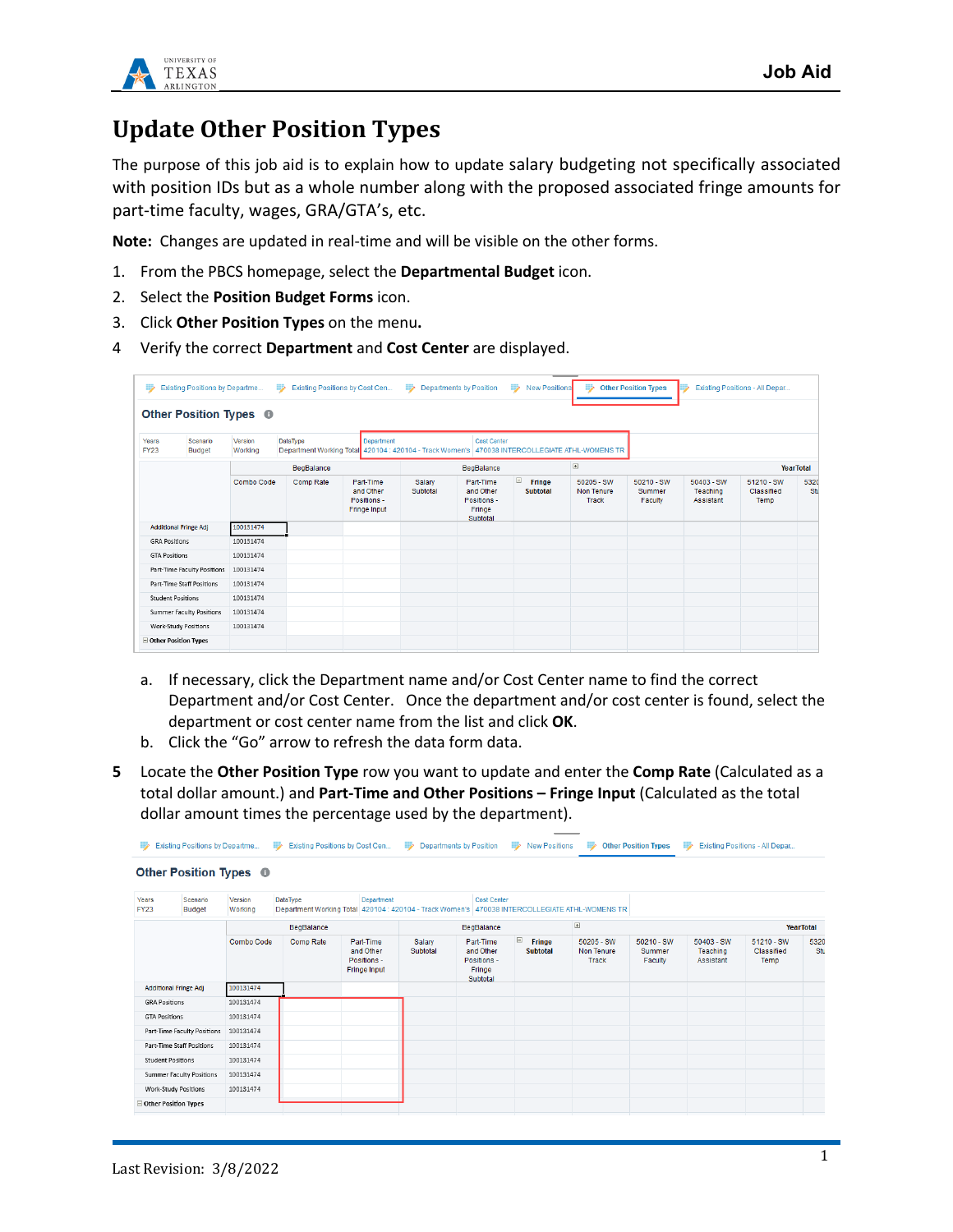# Update Other Position Types

The purpose of this job aid is to explain how to update salary budgeting not specifically associated with position IDs but as a whole number along with the proposed associated fringe amounts for part-time faculty, wages, GRA/GTA's, etc.

**Note:** Changes are updated in real-time and will be visible on the other forms.

1. From the PBCS homepage, select the **Departmental Budget** icon.
2. Select the **Position Budget Forms** icon.
3. Click **Other Position Types** on the menu.
4. Verify the correct **Department** and **Cost Center** are displayed.

   a. If necessary, click the Department name and/or Cost Center name to find the correct Department and/or Cost Center. Once the department and/or cost center is found, select the department or cost center name from the list and click **OK**.

   b. Click the "Go" arrow to refresh the data form data.

5. Locate the **Other Position Type** row you want to update and enter the **Comp Rate** (Calculated as a total dollar amount.) and **Part-Time and Other Positions – Fringe Input** (Calculated as the total dollar amount times the percentage used by the department).

Last Revision: 3/8/2022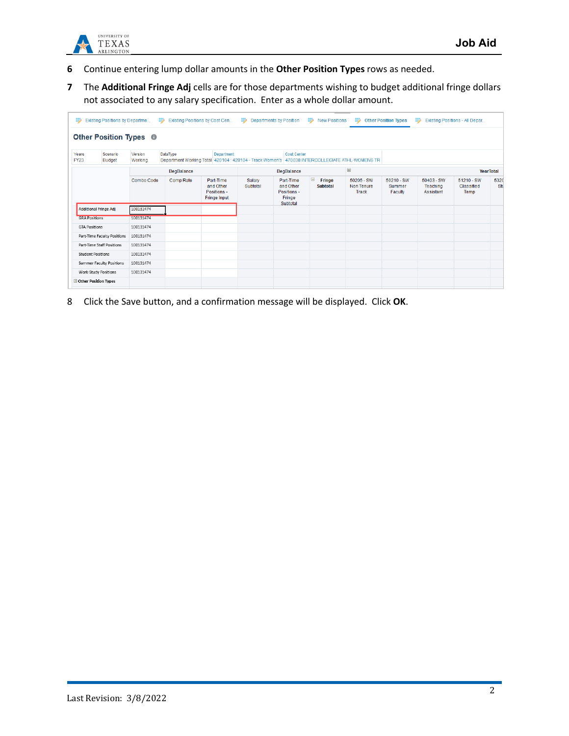6 Continue entering lump dollar amounts in the **Other Position Types** rows as needed.

7 The **Additional Fringe Adj** cells are for those departments wishing to budget additional fringe dollars not associated to any salary specification. Enter as a whole dollar amount.

Existing Positions by Departme... | Existing Positions by Cost Cen... | Departments by Position | New Positions | Other Position Types | Existing Positions - All Depar...

**Other Position Types**

| Years | Scenario | Version | DataType | Department | Cost Center |
|---|---|---|---|---|---|
| FY23 | Budget | Working | Department Working Total | 420104 - 420104 - Track Women's | 470038 INTERCOLLEGIATE ATHL-WOMENS TR |

| | BegBalance | | | | BegBalance | | YearTotal | | | | |
|---|---|---|---|---|---|---|---|---|---|---|---|
| | Combo Code | Comp Rate | Part-Time and Other Positions - Fringe Input | Salary Subtotal | Part-Time and Other Positions - Fringe Subtotal | Fringe Subtotal | 50205 - SW Non Tenure Track | 50210 - SW Summer Faculty | 50403 - SW Teaching Assistant | 51210 - SW Classified Temp | 5320 St |
| Additional Fringe Adj | 100131474 | | | | | | | | | | |
| GRA Positions | 100131474 | | | | | | | | | | |
| GTA Positions | 100131474 | | | | | | | | | | |
| Part-Time Faculty Positions | 100131474 | | | | | | | | | | |
| Part-Time Staff Positions | 100131474 | | | | | | | | | | |
| Student Positions | 100131474 | | | | | | | | | | |
| Summer Faculty Positions | 100131474 | | | | | | | | | | |
| Work-Study Positions | 100131474 | | | | | | | | | | |
| Other Position Types | | | | | | | | | | | |

8 Click the Save button, and a confirmation message will be displayed. Click **OK**.

Last Revision: 3/8/2022